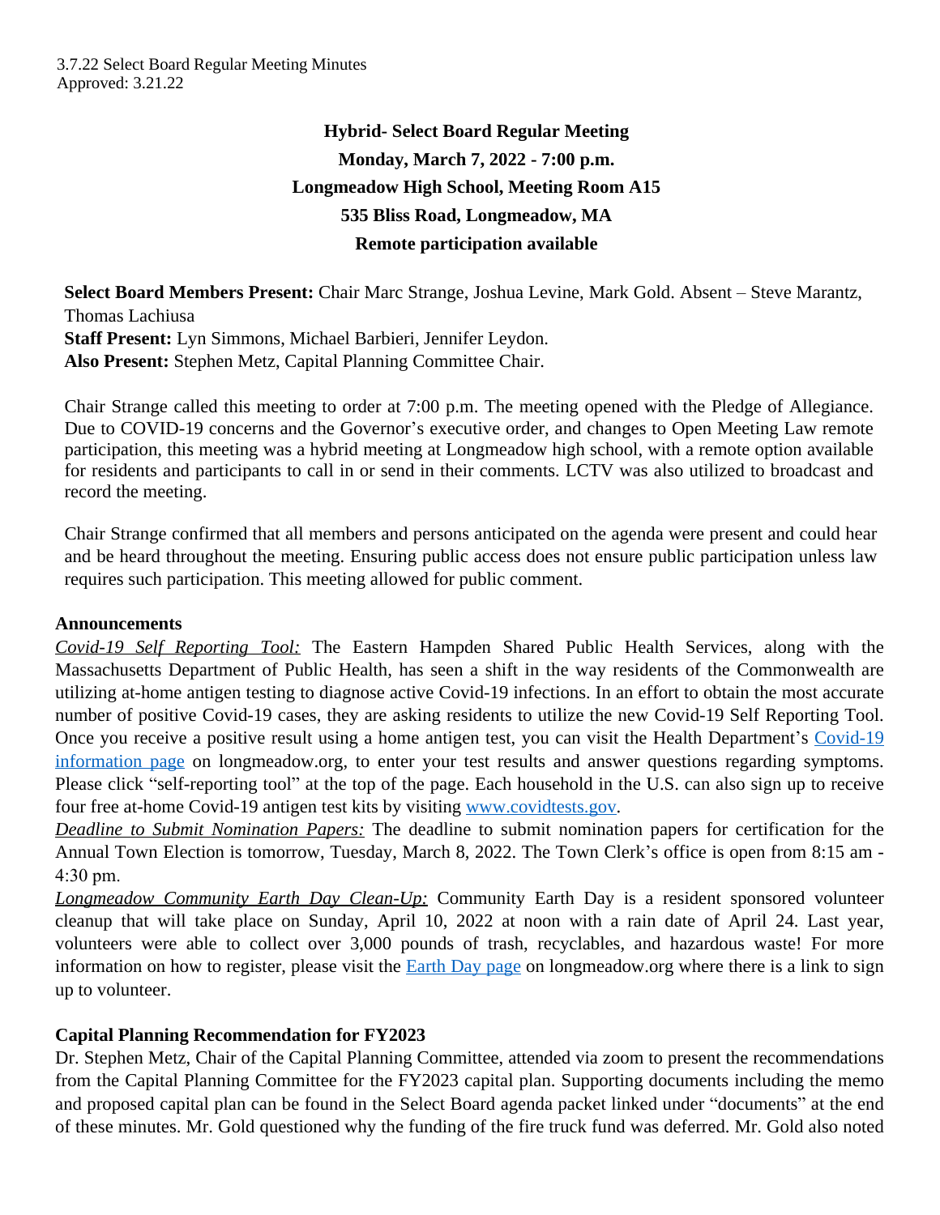3.7.22 Select Board Regular Meeting Minutes
Approved: 3.21.22

**Hybrid- Select Board Regular Meeting**
**Monday, March 7, 2022 - 7:00 p.m.**
**Longmeadow High School, Meeting Room A15**
**535 Bliss Road, Longmeadow, MA**
**Remote participation available**

**Select Board Members Present:** Chair Marc Strange, Joshua Levine, Mark Gold. Absent – Steve Marantz, Thomas Lachiusa
**Staff Present:** Lyn Simmons, Michael Barbieri, Jennifer Leydon.
**Also Present:** Stephen Metz, Capital Planning Committee Chair.

Chair Strange called this meeting to order at 7:00 p.m. The meeting opened with the Pledge of Allegiance. Due to COVID-19 concerns and the Governor's executive order, and changes to Open Meeting Law remote participation, this meeting was a hybrid meeting at Longmeadow high school, with a remote option available for residents and participants to call in or send in their comments. LCTV was also utilized to broadcast and record the meeting.

Chair Strange confirmed that all members and persons anticipated on the agenda were present and could hear and be heard throughout the meeting. Ensuring public access does not ensure public participation unless law requires such participation. This meeting allowed for public comment.

**Announcements**

*Covid-19 Self Reporting Tool:* The Eastern Hampden Shared Public Health Services, along with the Massachusetts Department of Public Health, has seen a shift in the way residents of the Commonwealth are utilizing at-home antigen testing to diagnose active Covid-19 infections. In an effort to obtain the most accurate number of positive Covid-19 cases, they are asking residents to utilize the new Covid-19 Self Reporting Tool. Once you receive a positive result using a home antigen test, you can visit the Health Department's Covid-19 information page on longmeadow.org, to enter your test results and answer questions regarding symptoms. Please click "self-reporting tool" at the top of the page. Each household in the U.S. can also sign up to receive four free at-home Covid-19 antigen test kits by visiting www.covidtests.gov.

*Deadline to Submit Nomination Papers:* The deadline to submit nomination papers for certification for the Annual Town Election is tomorrow, Tuesday, March 8, 2022. The Town Clerk's office is open from 8:15 am - 4:30 pm.

*Longmeadow Community Earth Day Clean-Up:* Community Earth Day is a resident sponsored volunteer cleanup that will take place on Sunday, April 10, 2022 at noon with a rain date of April 24. Last year, volunteers were able to collect over 3,000 pounds of trash, recyclables, and hazardous waste! For more information on how to register, please visit the Earth Day page on longmeadow.org where there is a link to sign up to volunteer.

**Capital Planning Recommendation for FY2023**

Dr. Stephen Metz, Chair of the Capital Planning Committee, attended via zoom to present the recommendations from the Capital Planning Committee for the FY2023 capital plan. Supporting documents including the memo and proposed capital plan can be found in the Select Board agenda packet linked under "documents" at the end of these minutes. Mr. Gold questioned why the funding of the fire truck fund was deferred. Mr. Gold also noted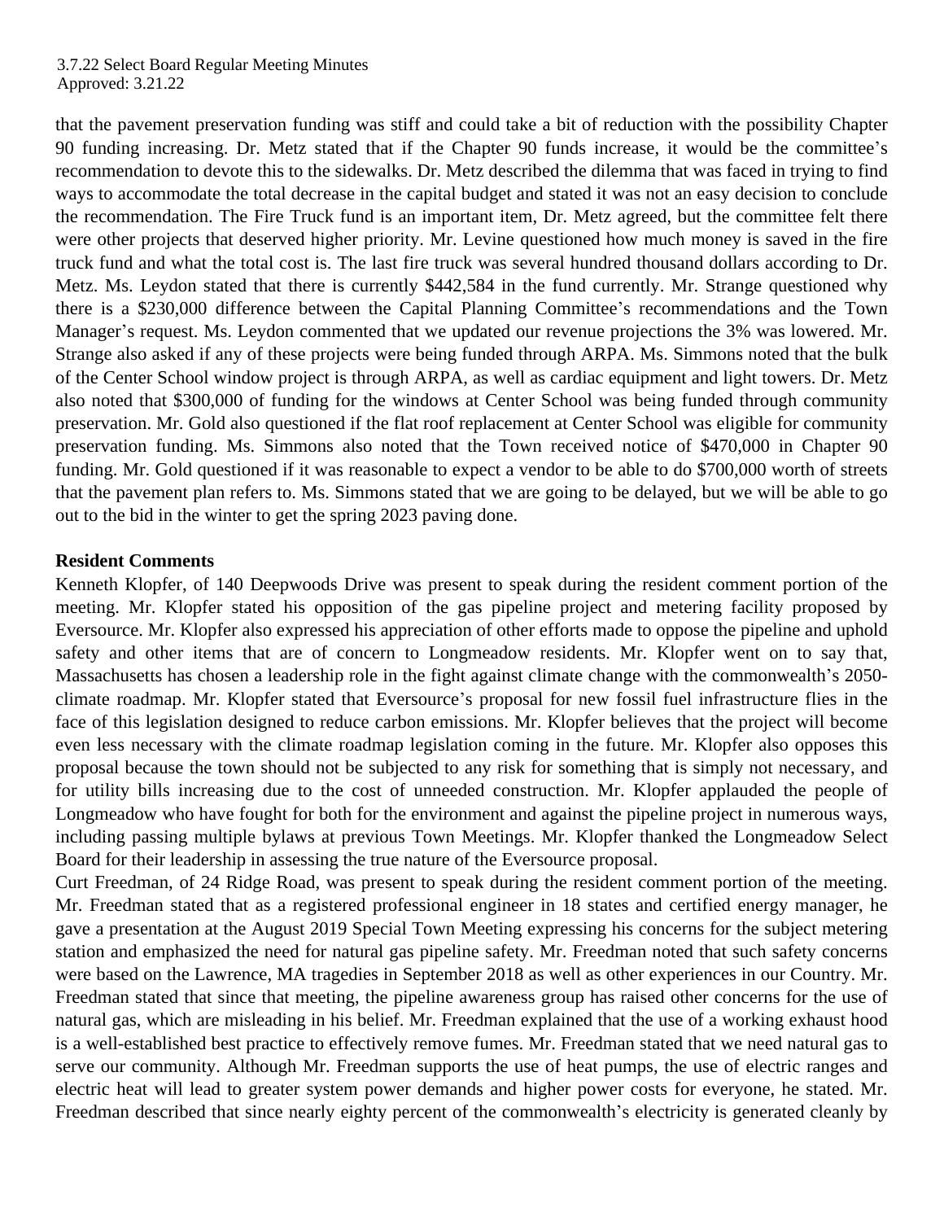that the pavement preservation funding was stiff and could take a bit of reduction with the possibility Chapter 90 funding increasing. Dr. Metz stated that if the Chapter 90 funds increase, it would be the committee's recommendation to devote this to the sidewalks. Dr. Metz described the dilemma that was faced in trying to find ways to accommodate the total decrease in the capital budget and stated it was not an easy decision to conclude the recommendation. The Fire Truck fund is an important item, Dr. Metz agreed, but the committee felt there were other projects that deserved higher priority. Mr. Levine questioned how much money is saved in the fire truck fund and what the total cost is. The last fire truck was several hundred thousand dollars according to Dr. Metz. Ms. Leydon stated that there is currently $442,584 in the fund currently. Mr. Strange questioned why there is a $230,000 difference between the Capital Planning Committee's recommendations and the Town Manager's request. Ms. Leydon commented that we updated our revenue projections the 3% was lowered. Mr. Strange also asked if any of these projects were being funded through ARPA. Ms. Simmons noted that the bulk of the Center School window project is through ARPA, as well as cardiac equipment and light towers. Dr. Metz also noted that $300,000 of funding for the windows at Center School was being funded through community preservation. Mr. Gold also questioned if the flat roof replacement at Center School was eligible for community preservation funding. Ms. Simmons also noted that the Town received notice of $470,000 in Chapter 90 funding. Mr. Gold questioned if it was reasonable to expect a vendor to be able to do $700,000 worth of streets that the pavement plan refers to. Ms. Simmons stated that we are going to be delayed, but we will be able to go out to the bid in the winter to get the spring 2023 paving done.

**Resident Comments**

Kenneth Klopfer, of 140 Deepwoods Drive was present to speak during the resident comment portion of the meeting. Mr. Klopfer stated his opposition of the gas pipeline project and metering facility proposed by Eversource. Mr. Klopfer also expressed his appreciation of other efforts made to oppose the pipeline and uphold safety and other items that are of concern to Longmeadow residents. Mr. Klopfer went on to say that, Massachusetts has chosen a leadership role in the fight against climate change with the commonwealth's 2050-climate roadmap. Mr. Klopfer stated that Eversource's proposal for new fossil fuel infrastructure flies in the face of this legislation designed to reduce carbon emissions. Mr. Klopfer believes that the project will become even less necessary with the climate roadmap legislation coming in the future. Mr. Klopfer also opposes this proposal because the town should not be subjected to any risk for something that is simply not necessary, and for utility bills increasing due to the cost of unneeded construction. Mr. Klopfer applauded the people of Longmeadow who have fought for both for the environment and against the pipeline project in numerous ways, including passing multiple bylaws at previous Town Meetings. Mr. Klopfer thanked the Longmeadow Select Board for their leadership in assessing the true nature of the Eversource proposal.

Curt Freedman, of 24 Ridge Road, was present to speak during the resident comment portion of the meeting. Mr. Freedman stated that as a registered professional engineer in 18 states and certified energy manager, he gave a presentation at the August 2019 Special Town Meeting expressing his concerns for the subject metering station and emphasized the need for natural gas pipeline safety. Mr. Freedman noted that such safety concerns were based on the Lawrence, MA tragedies in September 2018 as well as other experiences in our Country. Mr. Freedman stated that since that meeting, the pipeline awareness group has raised other concerns for the use of natural gas, which are misleading in his belief. Mr. Freedman explained that the use of a working exhaust hood is a well-established best practice to effectively remove fumes. Mr. Freedman stated that we need natural gas to serve our community. Although Mr. Freedman supports the use of heat pumps, the use of electric ranges and electric heat will lead to greater system power demands and higher power costs for everyone, he stated. Mr. Freedman described that since nearly eighty percent of the commonwealth's electricity is generated cleanly by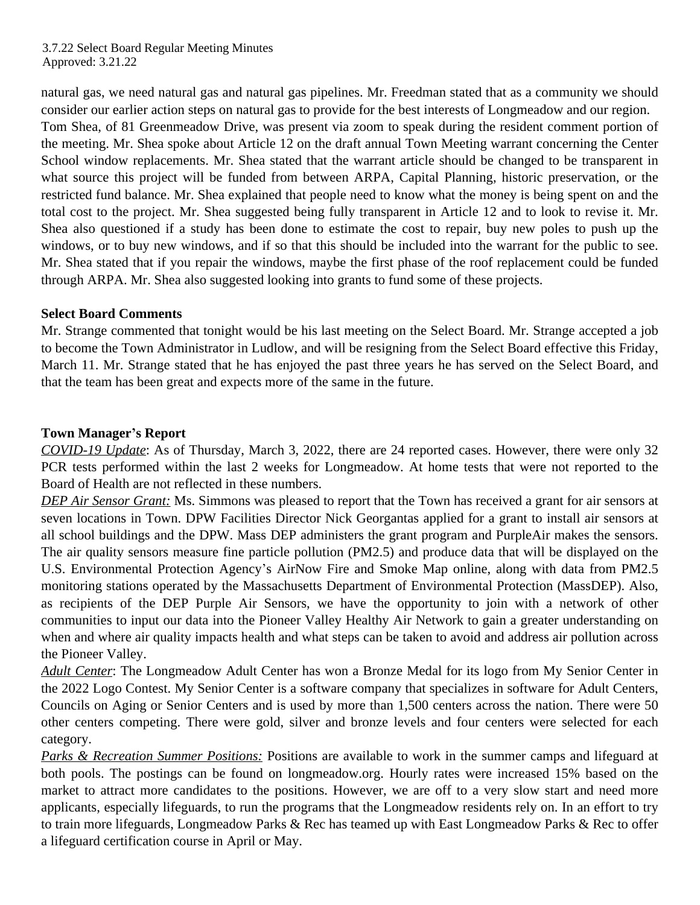natural gas, we need natural gas and natural gas pipelines. Mr. Freedman stated that as a community we should consider our earlier action steps on natural gas to provide for the best interests of Longmeadow and our region.
Tom Shea, of 81 Greenmeadow Drive, was present via zoom to speak during the resident comment portion of the meeting. Mr. Shea spoke about Article 12 on the draft annual Town Meeting warrant concerning the Center School window replacements. Mr. Shea stated that the warrant article should be changed to be transparent in what source this project will be funded from between ARPA, Capital Planning, historic preservation, or the restricted fund balance. Mr. Shea explained that people need to know what the money is being spent on and the total cost to the project. Mr. Shea suggested being fully transparent in Article 12 and to look to revise it. Mr. Shea also questioned if a study has been done to estimate the cost to repair, buy new poles to push up the windows, or to buy new windows, and if so that this should be included into the warrant for the public to see. Mr. Shea stated that if you repair the windows, maybe the first phase of the roof replacement could be funded through ARPA. Mr. Shea also suggested looking into grants to fund some of these projects.

**Select Board Comments**

Mr. Strange commented that tonight would be his last meeting on the Select Board. Mr. Strange accepted a job to become the Town Administrator in Ludlow, and will be resigning from the Select Board effective this Friday, March 11. Mr. Strange stated that he has enjoyed the past three years he has served on the Select Board, and that the team has been great and expects more of the same in the future.

**Town Manager's Report**

*COVID-19 Update*: As of Thursday, March 3, 2022, there are 24 reported cases. However, there were only 32 PCR tests performed within the last 2 weeks for Longmeadow. At home tests that were not reported to the Board of Health are not reflected in these numbers.

*DEP Air Sensor Grant:* Ms. Simmons was pleased to report that the Town has received a grant for air sensors at seven locations in Town. DPW Facilities Director Nick Georgantas applied for a grant to install air sensors at all school buildings and the DPW. Mass DEP administers the grant program and PurpleAir makes the sensors. The air quality sensors measure fine particle pollution (PM2.5) and produce data that will be displayed on the U.S. Environmental Protection Agency's AirNow Fire and Smoke Map online, along with data from PM2.5 monitoring stations operated by the Massachusetts Department of Environmental Protection (MassDEP). Also, as recipients of the DEP Purple Air Sensors, we have the opportunity to join with a network of other communities to input our data into the Pioneer Valley Healthy Air Network to gain a greater understanding on when and where air quality impacts health and what steps can be taken to avoid and address air pollution across the Pioneer Valley.

*Adult Center*: The Longmeadow Adult Center has won a Bronze Medal for its logo from My Senior Center in the 2022 Logo Contest. My Senior Center is a software company that specializes in software for Adult Centers, Councils on Aging or Senior Centers and is used by more than 1,500 centers across the nation. There were 50 other centers competing. There were gold, silver and bronze levels and four centers were selected for each category.

*Parks & Recreation Summer Positions:* Positions are available to work in the summer camps and lifeguard at both pools. The postings can be found on longmeadow.org. Hourly rates were increased 15% based on the market to attract more candidates to the positions. However, we are off to a very slow start and need more applicants, especially lifeguards, to run the programs that the Longmeadow residents rely on. In an effort to try to train more lifeguards, Longmeadow Parks & Rec has teamed up with East Longmeadow Parks & Rec to offer a lifeguard certification course in April or May.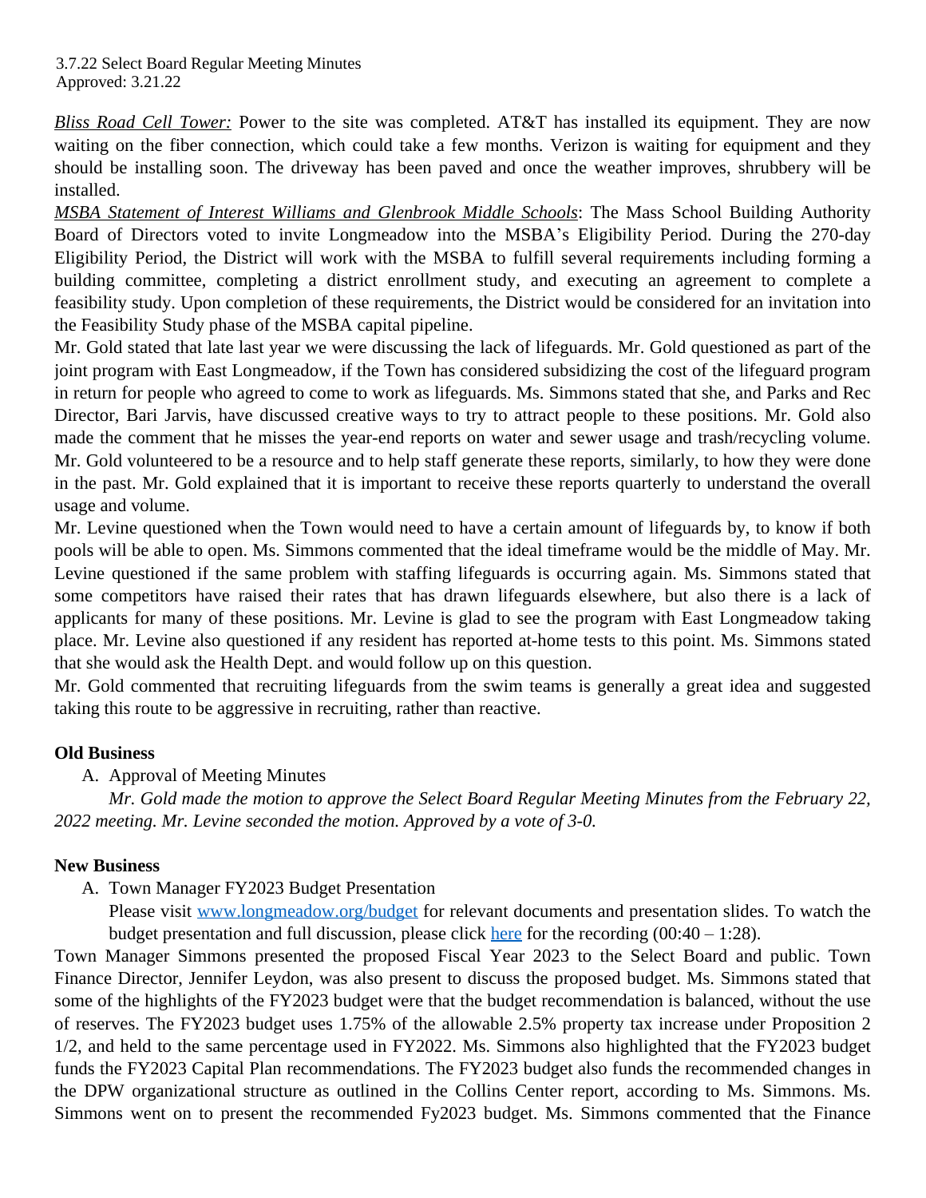*Bliss Road Cell Tower:* Power to the site was completed. AT&T has installed its equipment. They are now waiting on the fiber connection, which could take a few months. Verizon is waiting for equipment and they should be installing soon. The driveway has been paved and once the weather improves, shrubbery will be installed.

*MSBA Statement of Interest Williams and Glenbrook Middle Schools*: The Mass School Building Authority Board of Directors voted to invite Longmeadow into the MSBA's Eligibility Period. During the 270-day Eligibility Period, the District will work with the MSBA to fulfill several requirements including forming a building committee, completing a district enrollment study, and executing an agreement to complete a feasibility study. Upon completion of these requirements, the District would be considered for an invitation into the Feasibility Study phase of the MSBA capital pipeline.

Mr. Gold stated that late last year we were discussing the lack of lifeguards. Mr. Gold questioned as part of the joint program with East Longmeadow, if the Town has considered subsidizing the cost of the lifeguard program in return for people who agreed to come to work as lifeguards. Ms. Simmons stated that she, and Parks and Rec Director, Bari Jarvis, have discussed creative ways to try to attract people to these positions. Mr. Gold also made the comment that he misses the year-end reports on water and sewer usage and trash/recycling volume. Mr. Gold volunteered to be a resource and to help staff generate these reports, similarly, to how they were done in the past. Mr. Gold explained that it is important to receive these reports quarterly to understand the overall usage and volume.

Mr. Levine questioned when the Town would need to have a certain amount of lifeguards by, to know if both pools will be able to open. Ms. Simmons commented that the ideal timeframe would be the middle of May. Mr. Levine questioned if the same problem with staffing lifeguards is occurring again. Ms. Simmons stated that some competitors have raised their rates that has drawn lifeguards elsewhere, but also there is a lack of applicants for many of these positions. Mr. Levine is glad to see the program with East Longmeadow taking place. Mr. Levine also questioned if any resident has reported at-home tests to this point. Ms. Simmons stated that she would ask the Health Dept. and would follow up on this question.

Mr. Gold commented that recruiting lifeguards from the swim teams is generally a great idea and suggested taking this route to be aggressive in recruiting, rather than reactive.

**Old Business**

A. Approval of Meeting Minutes

*Mr. Gold made the motion to approve the Select Board Regular Meeting Minutes from the February 22, 2022 meeting. Mr. Levine seconded the motion. Approved by a vote of 3-0.*

**New Business**

A. Town Manager FY2023 Budget Presentation

Please visit [www.longmeadow.org/budget](www.longmeadow.org/budget) for relevant documents and presentation slides. To watch the budget presentation and full discussion, please click [here]() for the recording (00:40 – 1:28).

Town Manager Simmons presented the proposed Fiscal Year 2023 to the Select Board and public. Town Finance Director, Jennifer Leydon, was also present to discuss the proposed budget. Ms. Simmons stated that some of the highlights of the FY2023 budget were that the budget recommendation is balanced, without the use of reserves. The FY2023 budget uses 1.75% of the allowable 2.5% property tax increase under Proposition 2 1/2, and held to the same percentage used in FY2022. Ms. Simmons also highlighted that the FY2023 budget funds the FY2023 Capital Plan recommendations. The FY2023 budget also funds the recommended changes in the DPW organizational structure as outlined in the Collins Center report, according to Ms. Simmons. Ms. Simmons went on to present the recommended Fy2023 budget. Ms. Simmons commented that the Finance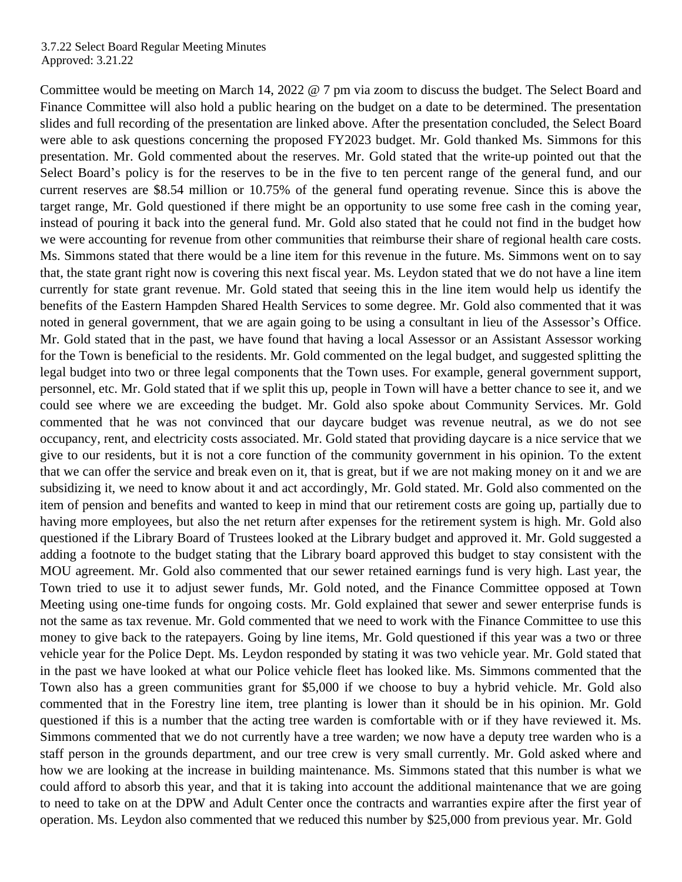Committee would be meeting on March 14, 2022 @ 7 pm via zoom to discuss the budget. The Select Board and Finance Committee will also hold a public hearing on the budget on a date to be determined. The presentation slides and full recording of the presentation are linked above. After the presentation concluded, the Select Board were able to ask questions concerning the proposed FY2023 budget. Mr. Gold thanked Ms. Simmons for this presentation. Mr. Gold commented about the reserves. Mr. Gold stated that the write-up pointed out that the Select Board's policy is for the reserves to be in the five to ten percent range of the general fund, and our current reserves are $8.54 million or 10.75% of the general fund operating revenue. Since this is above the target range, Mr. Gold questioned if there might be an opportunity to use some free cash in the coming year, instead of pouring it back into the general fund. Mr. Gold also stated that he could not find in the budget how we were accounting for revenue from other communities that reimburse their share of regional health care costs. Ms. Simmons stated that there would be a line item for this revenue in the future. Ms. Simmons went on to say that, the state grant right now is covering this next fiscal year. Ms. Leydon stated that we do not have a line item currently for state grant revenue. Mr. Gold stated that seeing this in the line item would help us identify the benefits of the Eastern Hampden Shared Health Services to some degree. Mr. Gold also commented that it was noted in general government, that we are again going to be using a consultant in lieu of the Assessor's Office. Mr. Gold stated that in the past, we have found that having a local Assessor or an Assistant Assessor working for the Town is beneficial to the residents. Mr. Gold commented on the legal budget, and suggested splitting the legal budget into two or three legal components that the Town uses. For example, general government support, personnel, etc. Mr. Gold stated that if we split this up, people in Town will have a better chance to see it, and we could see where we are exceeding the budget. Mr. Gold also spoke about Community Services. Mr. Gold commented that he was not convinced that our daycare budget was revenue neutral, as we do not see occupancy, rent, and electricity costs associated. Mr. Gold stated that providing daycare is a nice service that we give to our residents, but it is not a core function of the community government in his opinion. To the extent that we can offer the service and break even on it, that is great, but if we are not making money on it and we are subsidizing it, we need to know about it and act accordingly, Mr. Gold stated. Mr. Gold also commented on the item of pension and benefits and wanted to keep in mind that our retirement costs are going up, partially due to having more employees, but also the net return after expenses for the retirement system is high. Mr. Gold also questioned if the Library Board of Trustees looked at the Library budget and approved it. Mr. Gold suggested a adding a footnote to the budget stating that the Library board approved this budget to stay consistent with the MOU agreement. Mr. Gold also commented that our sewer retained earnings fund is very high. Last year, the Town tried to use it to adjust sewer funds, Mr. Gold noted, and the Finance Committee opposed at Town Meeting using one-time funds for ongoing costs. Mr. Gold explained that sewer and sewer enterprise funds is not the same as tax revenue. Mr. Gold commented that we need to work with the Finance Committee to use this money to give back to the ratepayers. Going by line items, Mr. Gold questioned if this year was a two or three vehicle year for the Police Dept. Ms. Leydon responded by stating it was two vehicle year. Mr. Gold stated that in the past we have looked at what our Police vehicle fleet has looked like. Ms. Simmons commented that the Town also has a green communities grant for $5,000 if we choose to buy a hybrid vehicle. Mr. Gold also commented that in the Forestry line item, tree planting is lower than it should be in his opinion. Mr. Gold questioned if this is a number that the acting tree warden is comfortable with or if they have reviewed it. Ms. Simmons commented that we do not currently have a tree warden; we now have a deputy tree warden who is a staff person in the grounds department, and our tree crew is very small currently. Mr. Gold asked where and how we are looking at the increase in building maintenance. Ms. Simmons stated that this number is what we could afford to absorb this year, and that it is taking into account the additional maintenance that we are going to need to take on at the DPW and Adult Center once the contracts and warranties expire after the first year of operation. Ms. Leydon also commented that we reduced this number by $25,000 from previous year. Mr. Gold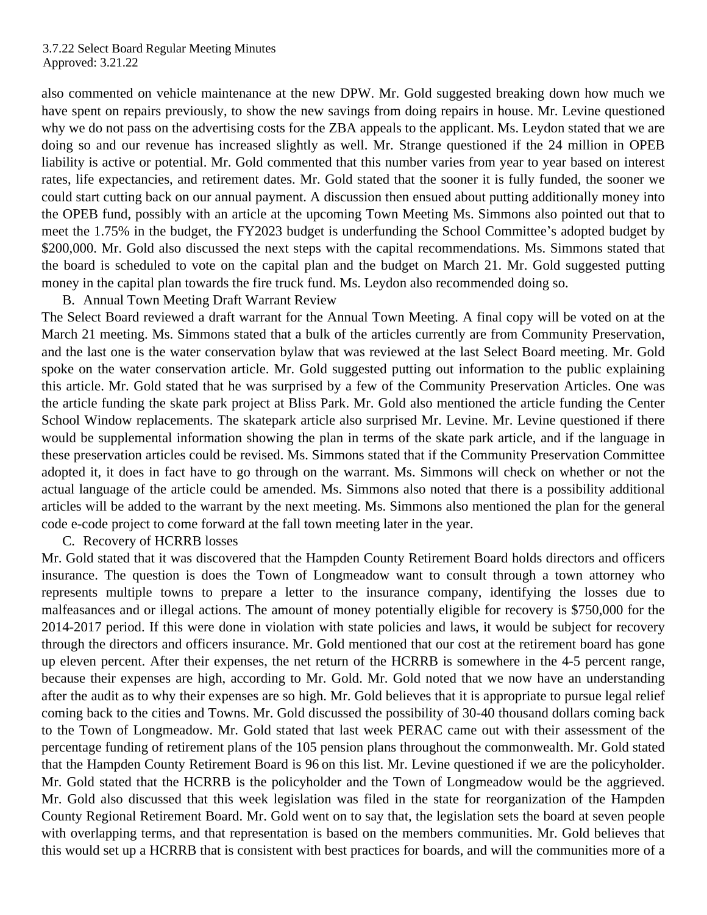also commented on vehicle maintenance at the new DPW. Mr. Gold suggested breaking down how much we have spent on repairs previously, to show the new savings from doing repairs in house. Mr. Levine questioned why we do not pass on the advertising costs for the ZBA appeals to the applicant. Ms. Leydon stated that we are doing so and our revenue has increased slightly as well. Mr. Strange questioned if the 24 million in OPEB liability is active or potential. Mr. Gold commented that this number varies from year to year based on interest rates, life expectancies, and retirement dates. Mr. Gold stated that the sooner it is fully funded, the sooner we could start cutting back on our annual payment. A discussion then ensued about putting additionally money into the OPEB fund, possibly with an article at the upcoming Town Meeting Ms. Simmons also pointed out that to meet the 1.75% in the budget, the FY2023 budget is underfunding the School Committee's adopted budget by $200,000. Mr. Gold also discussed the next steps with the capital recommendations. Ms. Simmons stated that the board is scheduled to vote on the capital plan and the budget on March 21. Mr. Gold suggested putting money in the capital plan towards the fire truck fund. Ms. Leydon also recommended doing so.

B. Annual Town Meeting Draft Warrant Review

The Select Board reviewed a draft warrant for the Annual Town Meeting. A final copy will be voted on at the March 21 meeting. Ms. Simmons stated that a bulk of the articles currently are from Community Preservation, and the last one is the water conservation bylaw that was reviewed at the last Select Board meeting. Mr. Gold spoke on the water conservation article. Mr. Gold suggested putting out information to the public explaining this article. Mr. Gold stated that he was surprised by a few of the Community Preservation Articles. One was the article funding the skate park project at Bliss Park. Mr. Gold also mentioned the article funding the Center School Window replacements. The skatepark article also surprised Mr. Levine. Mr. Levine questioned if there would be supplemental information showing the plan in terms of the skate park article, and if the language in these preservation articles could be revised. Ms. Simmons stated that if the Community Preservation Committee adopted it, it does in fact have to go through on the warrant. Ms. Simmons will check on whether or not the actual language of the article could be amended. Ms. Simmons also noted that there is a possibility additional articles will be added to the warrant by the next meeting. Ms. Simmons also mentioned the plan for the general code e-code project to come forward at the fall town meeting later in the year.

C. Recovery of HCRRB losses

Mr. Gold stated that it was discovered that the Hampden County Retirement Board holds directors and officers insurance. The question is does the Town of Longmeadow want to consult through a town attorney who represents multiple towns to prepare a letter to the insurance company, identifying the losses due to malfeasances and or illegal actions. The amount of money potentially eligible for recovery is $750,000 for the 2014-2017 period. If this were done in violation with state policies and laws, it would be subject for recovery through the directors and officers insurance. Mr. Gold mentioned that our cost at the retirement board has gone up eleven percent. After their expenses, the net return of the HCRRB is somewhere in the 4-5 percent range, because their expenses are high, according to Mr. Gold. Mr. Gold noted that we now have an understanding after the audit as to why their expenses are so high. Mr. Gold believes that it is appropriate to pursue legal relief coming back to the cities and Towns. Mr. Gold discussed the possibility of 30-40 thousand dollars coming back to the Town of Longmeadow. Mr. Gold stated that last week PERAC came out with their assessment of the percentage funding of retirement plans of the 105 pension plans throughout the commonwealth. Mr. Gold stated that the Hampden County Retirement Board is 96 on this list. Mr. Levine questioned if we are the policyholder. Mr. Gold stated that the HCRRB is the policyholder and the Town of Longmeadow would be the aggrieved. Mr. Gold also discussed that this week legislation was filed in the state for reorganization of the Hampden County Regional Retirement Board. Mr. Gold went on to say that, the legislation sets the board at seven people with overlapping terms, and that representation is based on the members communities. Mr. Gold believes that this would set up a HCRRB that is consistent with best practices for boards, and will the communities more of a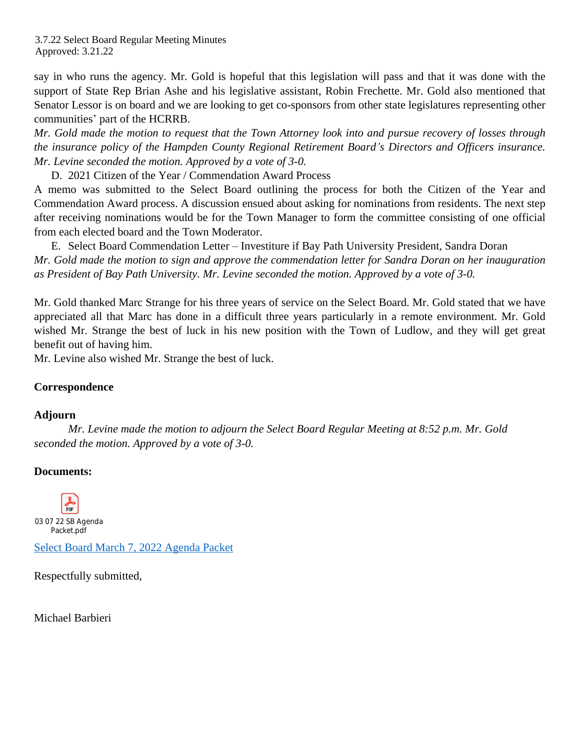say in who runs the agency. Mr. Gold is hopeful that this legislation will pass and that it was done with the support of State Rep Brian Ashe and his legislative assistant, Robin Frechette. Mr. Gold also mentioned that Senator Lessor is on board and we are looking to get co-sponsors from other state legislatures representing other communities' part of the HCRRB.

*Mr. Gold made the motion to request that the Town Attorney look into and pursue recovery of losses through the insurance policy of the Hampden County Regional Retirement Board's Directors and Officers insurance. Mr. Levine seconded the motion. Approved by a vote of 3-0.*

D. 2021 Citizen of the Year / Commendation Award Process

A memo was submitted to the Select Board outlining the process for both the Citizen of the Year and Commendation Award process. A discussion ensued about asking for nominations from residents. The next step after receiving nominations would be for the Town Manager to form the committee consisting of one official from each elected board and the Town Moderator.

E. Select Board Commendation Letter – Investiture if Bay Path University President, Sandra Doran

*Mr. Gold made the motion to sign and approve the commendation letter for Sandra Doran on her inauguration as President of Bay Path University. Mr. Levine seconded the motion. Approved by a vote of 3-0.*

Mr. Gold thanked Marc Strange for his three years of service on the Select Board. Mr. Gold stated that we have appreciated all that Marc has done in a difficult three years particularly in a remote environment. Mr. Gold wished Mr. Strange the best of luck in his new position with the Town of Ludlow, and they will get great benefit out of having him.

Mr. Levine also wished Mr. Strange the best of luck.

**Correspondence**

**Adjourn**

*Mr. Levine made the motion to adjourn the Select Board Regular Meeting at 8:52 p.m. Mr. Gold seconded the motion. Approved by a vote of 3-0.*

**Documents:**

03 07 22 SB Agenda Packet.pdf

[Select Board March 7, 2022 Agenda Packet]

Respectfully submitted,

Michael Barbieri